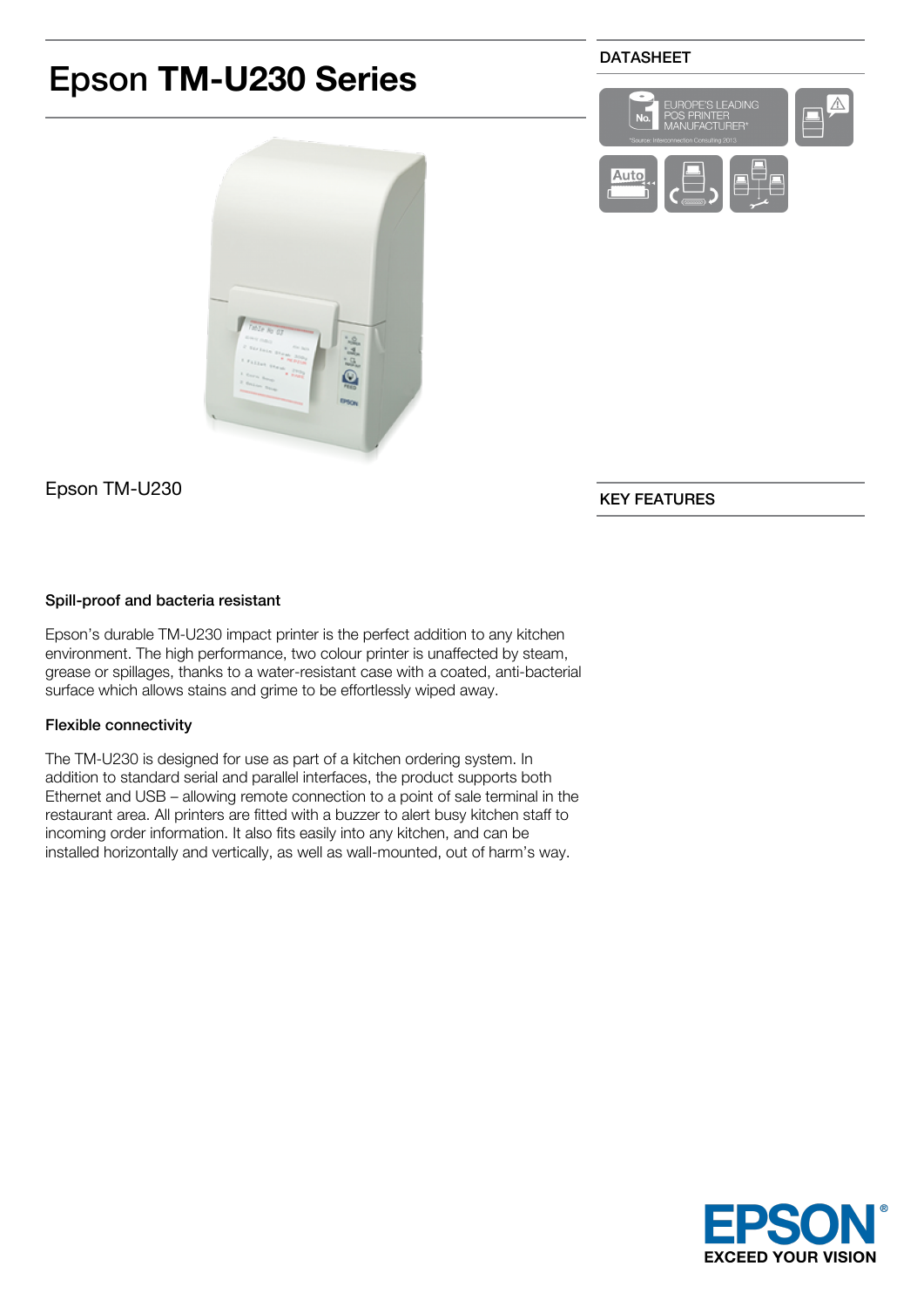# Epson **TM-U230 Series**

DATASHEET

EUROPE'S LEADING POS PRINTER MANUFACTURER*

*Source: Interconnection Consulting 2013

Epson TM-U230

KEY FEATURES

### Spill-proof and bacteria resistant

Epson's durable TM-U230 impact printer is the perfect addition to any kitchen environment. The high performance, two colour printer is unaffected by steam, grease or spillages, thanks to a water-resistant case with a coated, anti-bacterial surface which allows stains and grime to be effortlessly wiped away.

### Flexible connectivity

The TM-U230 is designed for use as part of a kitchen ordering system. In addition to standard serial and parallel interfaces, the product supports both Ethernet and USB – allowing remote connection to a point of sale terminal in the restaurant area. All printers are fitted with a buzzer to alert busy kitchen staff to incoming order information. It also fits easily into any kitchen, and can be installed horizontally and vertically, as well as wall-mounted, out of harm's way.

EPSON®
EXCEED YOUR VISION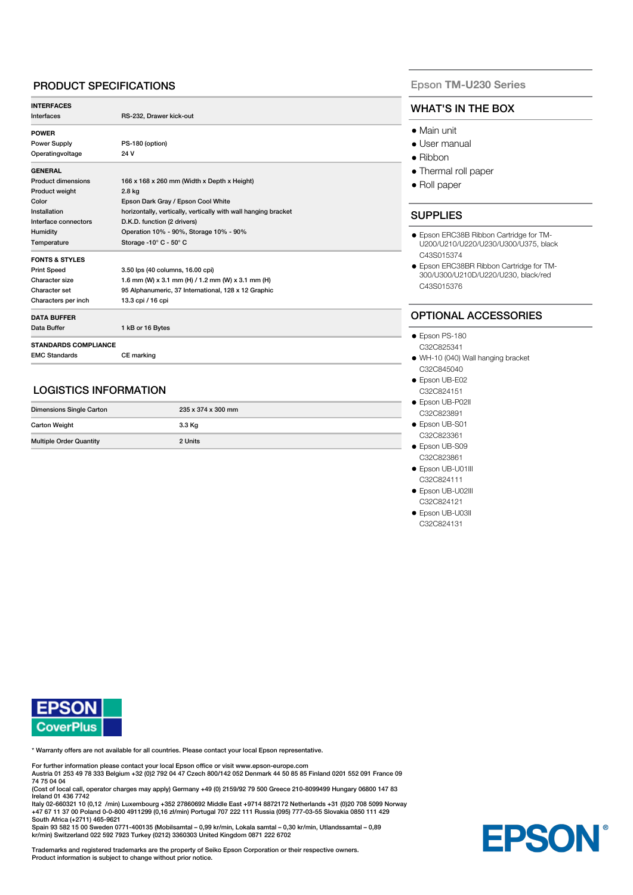## PRODUCT SPECIFICATIONS

| | |
|---|---|
| **INTERFACES** | |
| Interfaces | RS-232, Drawer kick-out |
| **POWER** | |
| Power Supply | PS-180 (option) |
| Operatingvoltage | 24 V |
| **GENERAL** | |
| Product dimensions | 166 x 168 x 260 mm (Width x Depth x Height) |
| Product weight | 2.8 kg |
| Color | Epson Dark Gray / Epson Cool White |
| Installation | horizontally, vertically, vertically with wall hanging bracket |
| Interface connectors | D.K.D. function (2 drivers) |
| Humidity | Operation 10% - 90%, Storage 10% - 90% |
| Temperature | Storage -10° C - 50° C |
| **FONTS & STYLES** | |
| Print Speed | 3.50 lps (40 columns, 16.00 cpi) |
| Character size | 1.6 mm (W) x 3.1 mm (H) / 1.2 mm (W) x 3.1 mm (H) |
| Character set | 95 Alphanumeric, 37 International, 128 x 12 Graphic |
| Characters per inch | 13.3 cpi / 16 cpi |
| **DATA BUFFER** | |
| Data Buffer | 1 kB or 16 Bytes |
| **STANDARDS COMPLIANCE** | |
| EMC Standards | CE marking |

## LOGISTICS INFORMATION

| | |
|---|---|
| Dimensions Single Carton | 235 x 374 x 300 mm |
| Carton Weight | 3.3 Kg |
| Multiple Order Quantity | 2 Units |

Epson **TM-U230 Series**

## WHAT'S IN THE BOX

- Main unit
- User manual
- Ribbon
- Thermal roll paper
- Roll paper

## SUPPLIES

- Epson ERC38B Ribbon Cartridge for TM-U200/U210/U220/U230/U300/U375, black
  C43S015374
- Epson ERC38BR Ribbon Cartridge for TM-300/U300/U210D/U220/U230, black/red
  C43S015376

## OPTIONAL ACCESSORIES

- Epson PS-180
  C32C825341
- WH-10 (040) Wall hanging bracket
  C32C845040
- Epson UB-E02
  C32C824151
- Epson UB-P02II
  C32C823891
- Epson UB-S01
  C32C823361
- Epson UB-S09
  C32C823861
- Epson UB-U01III
  C32C824111
- Epson UB-U02III
  C32C824121
- Epson UB-U03II
  C32C824131

EPSON CoverPlus

* Warranty offers are not available for all countries. Please contact your local Epson representative.

For further information please contact your local Epson office or visit www.epson-europe.com
Austria 01 253 49 78 333 Belgium +32 (0)2 792 04 47 Czech 800/142 052 Denmark 44 50 85 85 Finland 0201 552 091 France 09 74 75 04 04
(Cost of local call, operator charges may apply) Germany +49 (0) 2159/92 79 500 Greece 210-8099499 Hungary 06800 147 83 Ireland 01 436 7742
Italy 02-660321 10 (0,12 /min) Luxembourg +352 27860692 Middle East +9714 8872172 Netherlands +31 (0)20 708 5099 Norway +47 67 11 37 00 Poland 0-0-800 4911299 (0,16 zł/min) Portugal 707 222 111 Russia (095) 777-03-55 Slovakia 0850 111 429 South Africa (+2711) 465-9621
Spain 93 582 15 00 Sweden 0771-400135 (Mobilsamtal – 0,99 kr/min, Lokala samtal – 0,30 kr/min, Utlandssamtal – 0,89 kr/min) Switzerland 022 592 7923 Turkey (0212) 3360303 United Kingdom 0871 222 6702

Trademarks and registered trademarks are the property of Seiko Epson Corporation or their respective owners.
Product information is subject to change without prior notice.

EPSON®